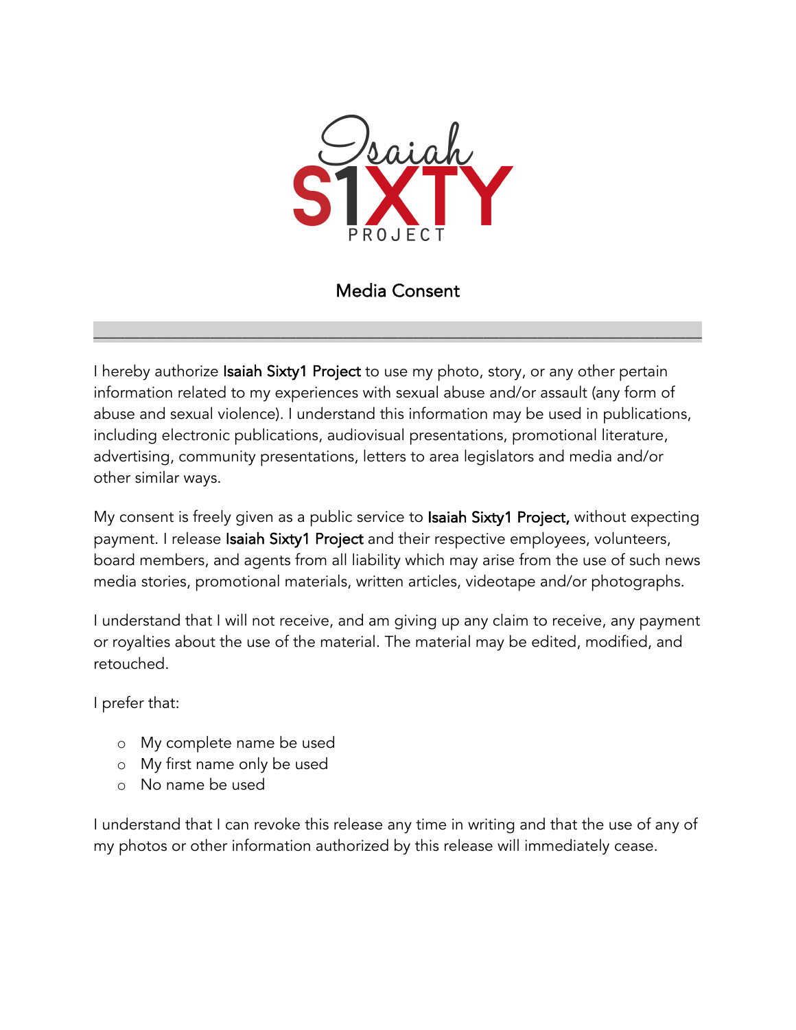Isaiah S1XTY PROJECT

# Media Consent

---

I hereby authorize **Isaiah Sixty1 Project** to use my photo, story, or any other pertain information related to my experiences with sexual abuse and/or assault (any form of abuse and sexual violence). I understand this information may be used in publications, including electronic publications, audiovisual presentations, promotional literature, advertising, community presentations, letters to area legislators and media and/or other similar ways.

My consent is freely given as a public service to **Isaiah Sixty1 Project,** without expecting payment. I release **Isaiah Sixty1 Project** and their respective employees, volunteers, board members, and agents from all liability which may arise from the use of such news media stories, promotional materials, written articles, videotape and/or photographs.

I understand that I will not receive, and am giving up any claim to receive, any payment or royalties about the use of the material. The material may be edited, modified, and retouched.

I prefer that:

- My complete name be used
- My first name only be used
- No name be used

I understand that I can revoke this release any time in writing and that the use of any of my photos or other information authorized by this release will immediately cease.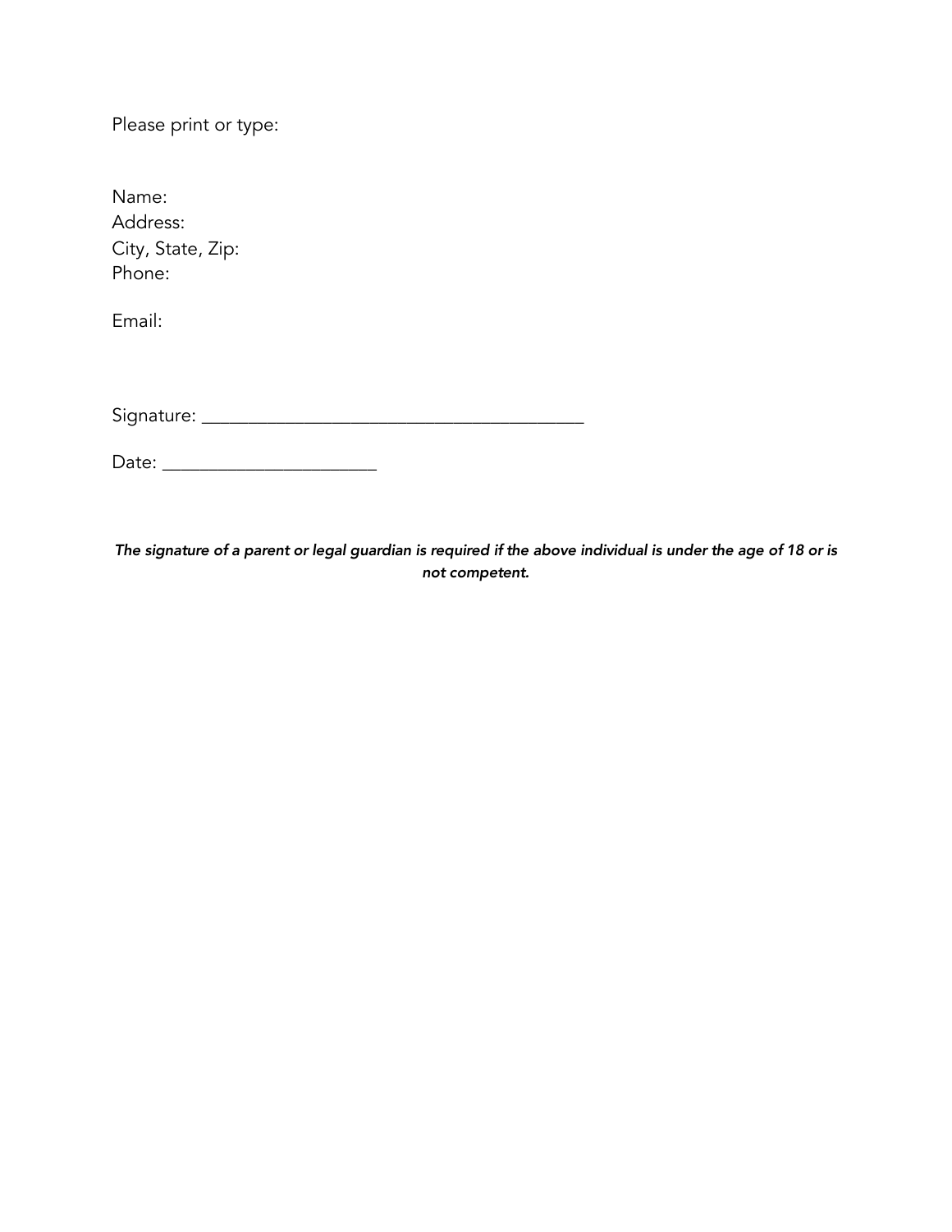Please print or type:

Name:
Address:
City, State, Zip:
Phone:

Email:

Signature: ________________________________________

Date: ______________________

***The signature of a parent or legal guardian is required if the above individual is under the age of 18 or is not competent.***